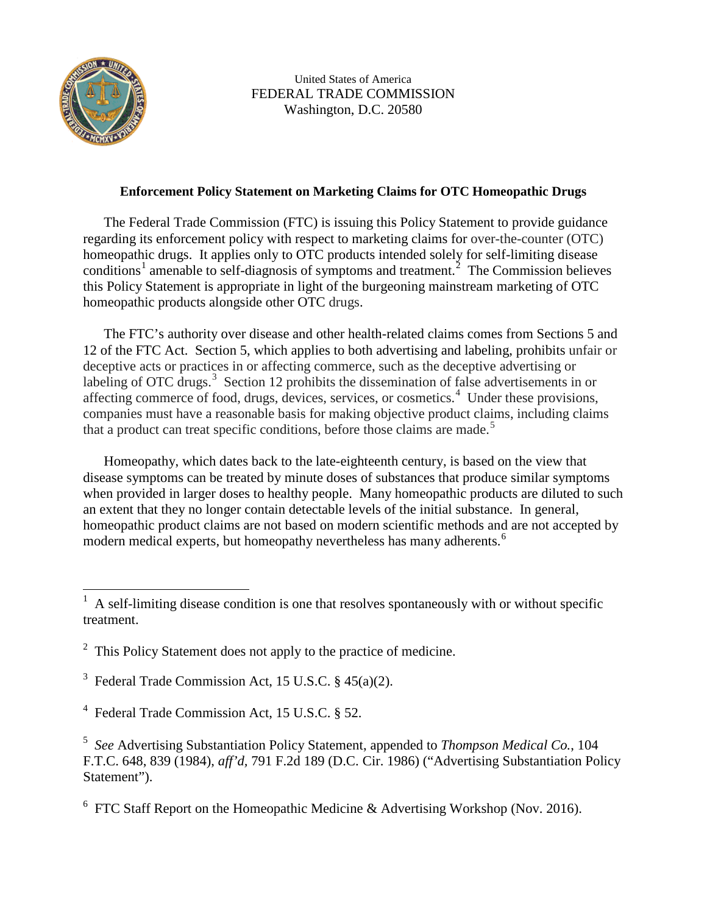United States of America
FEDERAL TRADE COMMISSION
Washington, D.C. 20580

**Enforcement Policy Statement on Marketing Claims for OTC Homeopathic Drugs**

The Federal Trade Commission (FTC) is issuing this Policy Statement to provide guidance regarding its enforcement policy with respect to marketing claims for over-the-counter (OTC) homeopathic drugs. It applies only to OTC products intended solely for self-limiting disease conditions[1] amenable to self-diagnosis of symptoms and treatment.[2] The Commission believes this Policy Statement is appropriate in light of the burgeoning mainstream marketing of OTC homeopathic products alongside other OTC drugs.

The FTC's authority over disease and other health-related claims comes from Sections 5 and 12 of the FTC Act. Section 5, which applies to both advertising and labeling, prohibits unfair or deceptive acts or practices in or affecting commerce, such as the deceptive advertising or labeling of OTC drugs.[3] Section 12 prohibits the dissemination of false advertisements in or affecting commerce of food, drugs, devices, services, or cosmetics.[4] Under these provisions, companies must have a reasonable basis for making objective product claims, including claims that a product can treat specific conditions, before those claims are made.[5]

Homeopathy, which dates back to the late-eighteenth century, is based on the view that disease symptoms can be treated by minute doses of substances that produce similar symptoms when provided in larger doses to healthy people. Many homeopathic products are diluted to such an extent that they no longer contain detectable levels of the initial substance. In general, homeopathic product claims are not based on modern scientific methods and are not accepted by modern medical experts, but homeopathy nevertheless has many adherents.[6]

---

[1] A self-limiting disease condition is one that resolves spontaneously with or without specific treatment.

[2] This Policy Statement does not apply to the practice of medicine.

[3] Federal Trade Commission Act, 15 U.S.C. § 45(a)(2).

[4] Federal Trade Commission Act, 15 U.S.C. § 52.

[5] *See* Advertising Substantiation Policy Statement, appended to *Thompson Medical Co.*, 104 F.T.C. 648, 839 (1984), *aff'd*, 791 F.2d 189 (D.C. Cir. 1986) ("Advertising Substantiation Policy Statement").

[6] FTC Staff Report on the Homeopathic Medicine & Advertising Workshop (Nov. 2016).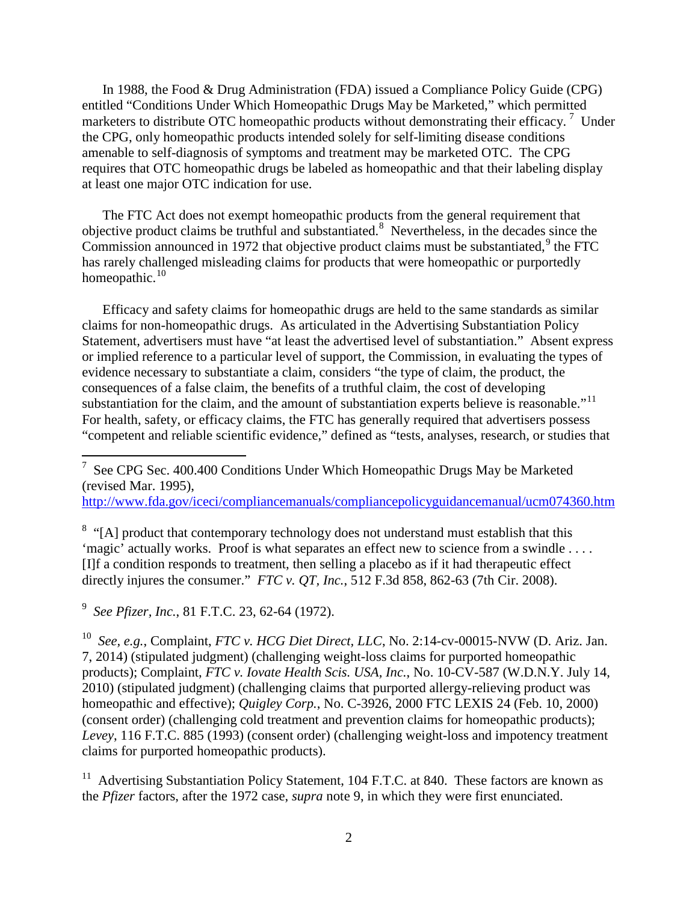In 1988, the Food & Drug Administration (FDA) issued a Compliance Policy Guide (CPG) entitled "Conditions Under Which Homeopathic Drugs May be Marketed," which permitted marketers to distribute OTC homeopathic products without demonstrating their efficacy. [7] Under the CPG, only homeopathic products intended solely for self-limiting disease conditions amenable to self-diagnosis of symptoms and treatment may be marketed OTC. The CPG requires that OTC homeopathic drugs be labeled as homeopathic and that their labeling display at least one major OTC indication for use.

The FTC Act does not exempt homeopathic products from the general requirement that objective product claims be truthful and substantiated.[8] Nevertheless, in the decades since the Commission announced in 1972 that objective product claims must be substantiated,[9] the FTC has rarely challenged misleading claims for products that were homeopathic or purportedly homeopathic.[10]

Efficacy and safety claims for homeopathic drugs are held to the same standards as similar claims for non-homeopathic drugs. As articulated in the Advertising Substantiation Policy Statement, advertisers must have "at least the advertised level of substantiation." Absent express or implied reference to a particular level of support, the Commission, in evaluating the types of evidence necessary to substantiate a claim, considers "the type of claim, the product, the consequences of a false claim, the benefits of a truthful claim, the cost of developing substantiation for the claim, and the amount of substantiation experts believe is reasonable."[11] For health, safety, or efficacy claims, the FTC has generally required that advertisers possess "competent and reliable scientific evidence," defined as "tests, analyses, research, or studies that

---

[7] See CPG Sec. 400.400 Conditions Under Which Homeopathic Drugs May be Marketed (revised Mar. 1995), http://www.fda.gov/iceci/compliancemanuals/compliancepolicyguidancemanual/ucm074360.htm

[8] "[A] product that contemporary technology does not understand must establish that this 'magic' actually works. Proof is what separates an effect new to science from a swindle . . . . [I]f a condition responds to treatment, then selling a placebo as if it had therapeutic effect directly injures the consumer." *FTC v. QT, Inc.*, 512 F.3d 858, 862-63 (7th Cir. 2008).

[9] *See Pfizer, Inc.*, 81 F.T.C. 23, 62-64 (1972).

[10] *See, e.g.*, Complaint, *FTC v. HCG Diet Direct, LLC*, No. 2:14-cv-00015-NVW (D. Ariz. Jan. 7, 2014) (stipulated judgment) (challenging weight-loss claims for purported homeopathic products); Complaint, *FTC v. Iovate Health Scis. USA, Inc.*, No. 10-CV-587 (W.D.N.Y. July 14, 2010) (stipulated judgment) (challenging claims that purported allergy-relieving product was homeopathic and effective); *Quigley Corp.*, No. C-3926, 2000 FTC LEXIS 24 (Feb. 10, 2000) (consent order) (challenging cold treatment and prevention claims for homeopathic products); *Levey*, 116 F.T.C. 885 (1993) (consent order) (challenging weight-loss and impotency treatment claims for purported homeopathic products).

[11] Advertising Substantiation Policy Statement, 104 F.T.C. at 840. These factors are known as the *Pfizer* factors, after the 1972 case, *supra* note 9, in which they were first enunciated.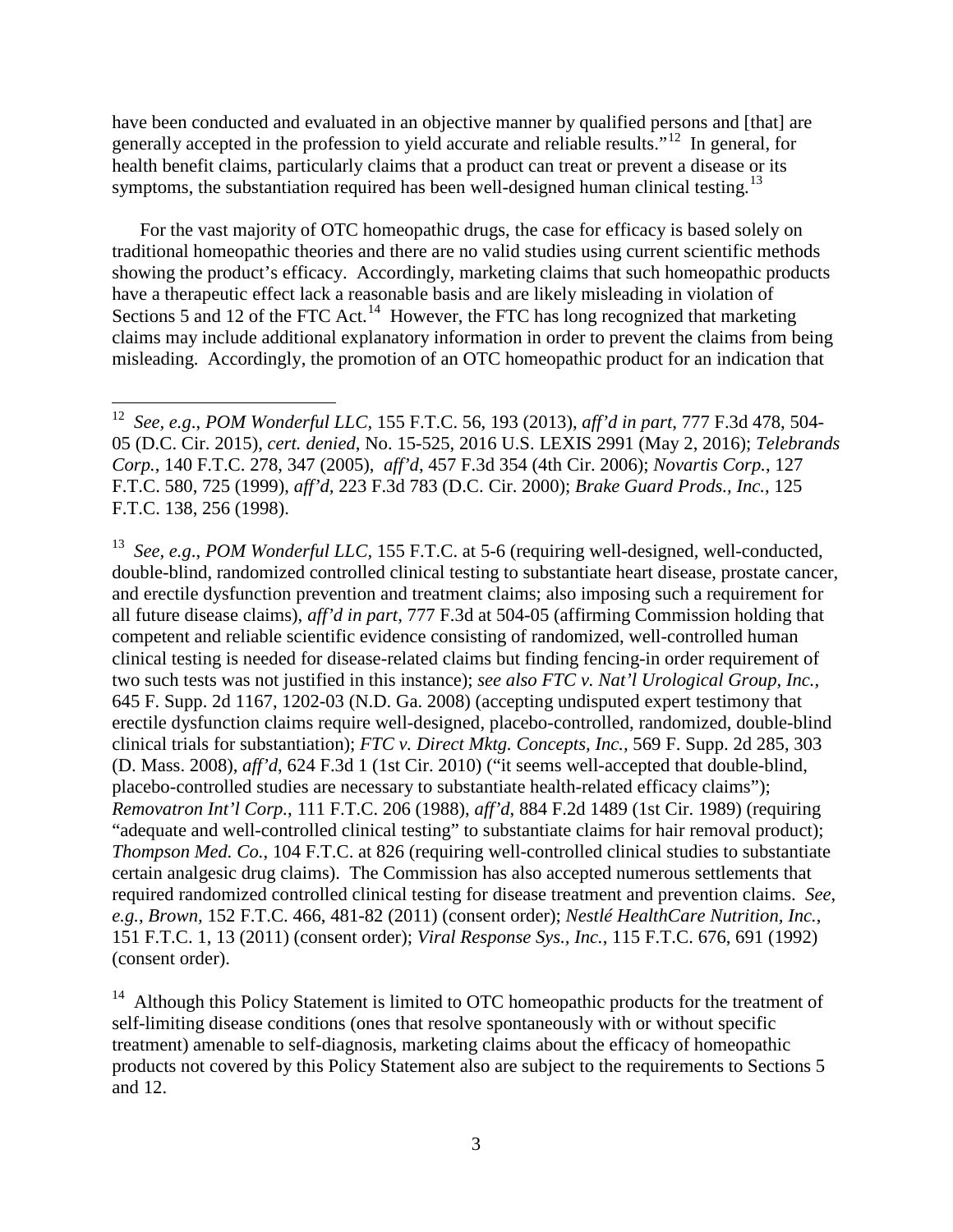have been conducted and evaluated in an objective manner by qualified persons and [that] are generally accepted in the profession to yield accurate and reliable results."[12] In general, for health benefit claims, particularly claims that a product can treat or prevent a disease or its symptoms, the substantiation required has been well-designed human clinical testing.[13]

For the vast majority of OTC homeopathic drugs, the case for efficacy is based solely on traditional homeopathic theories and there are no valid studies using current scientific methods showing the product's efficacy. Accordingly, marketing claims that such homeopathic products have a therapeutic effect lack a reasonable basis and are likely misleading in violation of Sections 5 and 12 of the FTC Act.[14] However, the FTC has long recognized that marketing claims may include additional explanatory information in order to prevent the claims from being misleading. Accordingly, the promotion of an OTC homeopathic product for an indication that

---

[12] *See, e.g.*, *POM Wonderful LLC*, 155 F.T.C. 56, 193 (2013), *aff'd in part*, 777 F.3d 478, 504-05 (D.C. Cir. 2015), *cert. denied*, No. 15-525, 2016 U.S. LEXIS 2991 (May 2, 2016); *Telebrands Corp.*, 140 F.T.C. 278, 347 (2005), *aff'd*, 457 F.3d 354 (4th Cir. 2006); *Novartis Corp.*, 127 F.T.C. 580, 725 (1999), *aff'd*, 223 F.3d 783 (D.C. Cir. 2000); *Brake Guard Prods., Inc.*, 125 F.T.C. 138, 256 (1998).

[13] *See, e.g.*, *POM Wonderful LLC*, 155 F.T.C. at 5-6 (requiring well-designed, well-conducted, double-blind, randomized controlled clinical testing to substantiate heart disease, prostate cancer, and erectile dysfunction prevention and treatment claims; also imposing such a requirement for all future disease claims), *aff'd in part*, 777 F.3d at 504-05 (affirming Commission holding that competent and reliable scientific evidence consisting of randomized, well-controlled human clinical testing is needed for disease-related claims but finding fencing-in order requirement of two such tests was not justified in this instance); *see also FTC v. Nat'l Urological Group, Inc.*, 645 F. Supp. 2d 1167, 1202-03 (N.D. Ga. 2008) (accepting undisputed expert testimony that erectile dysfunction claims require well-designed, placebo-controlled, randomized, double-blind clinical trials for substantiation); *FTC v. Direct Mktg. Concepts, Inc.*, 569 F. Supp. 2d 285, 303 (D. Mass. 2008), *aff'd*, 624 F.3d 1 (1st Cir. 2010) ("it seems well-accepted that double-blind, placebo-controlled studies are necessary to substantiate health-related efficacy claims"); *Removatron Int'l Corp.*, 111 F.T.C. 206 (1988), *aff'd*, 884 F.2d 1489 (1st Cir. 1989) (requiring "adequate and well-controlled clinical testing" to substantiate claims for hair removal product); *Thompson Med. Co.*, 104 F.T.C. at 826 (requiring well-controlled clinical studies to substantiate certain analgesic drug claims). The Commission has also accepted numerous settlements that required randomized controlled clinical testing for disease treatment and prevention claims. *See, e.g.*, *Brown*, 152 F.T.C. 466, 481-82 (2011) (consent order); *Nestlé HealthCare Nutrition, Inc.*, 151 F.T.C. 1, 13 (2011) (consent order); *Viral Response Sys., Inc.*, 115 F.T.C. 676, 691 (1992) (consent order).

[14] Although this Policy Statement is limited to OTC homeopathic products for the treatment of self-limiting disease conditions (ones that resolve spontaneously with or without specific treatment) amenable to self-diagnosis, marketing claims about the efficacy of homeopathic products not covered by this Policy Statement also are subject to the requirements to Sections 5 and 12.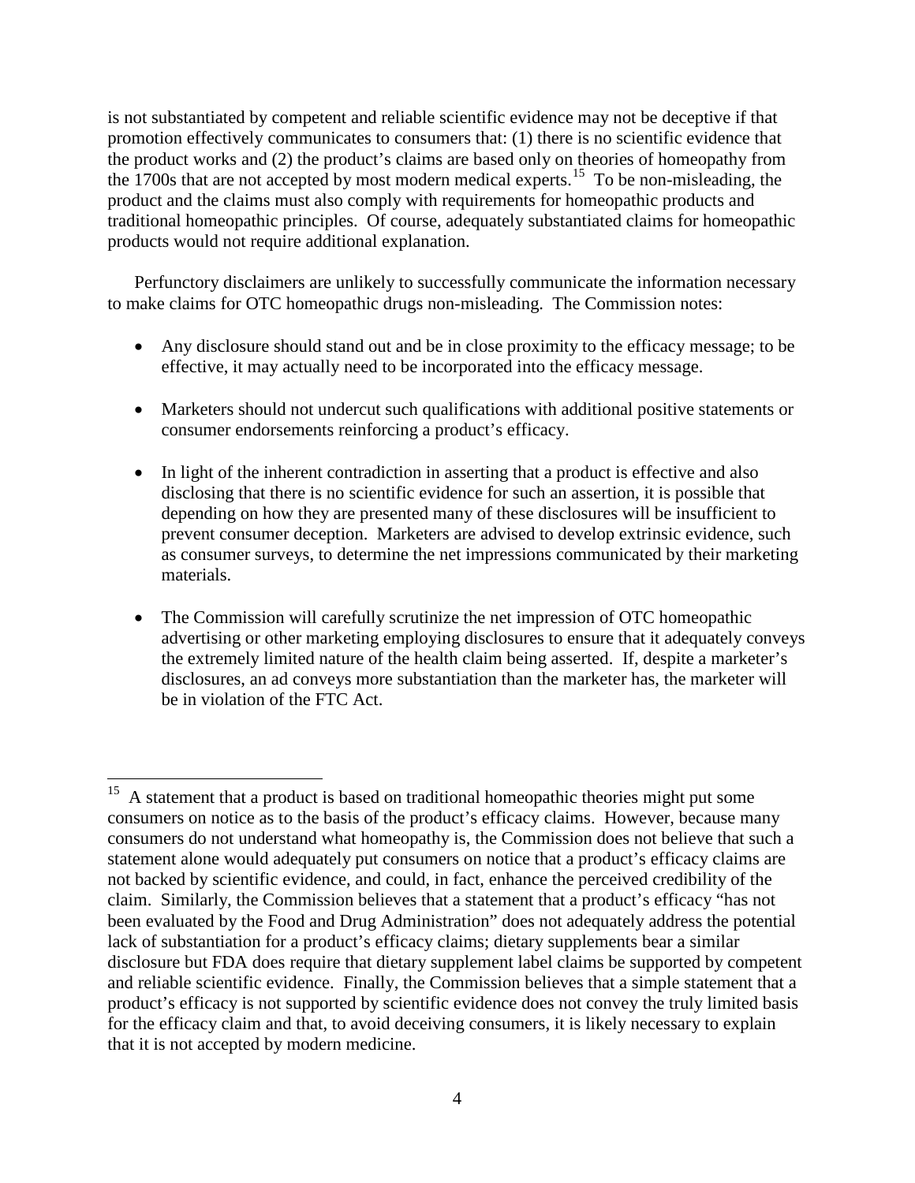is not substantiated by competent and reliable scientific evidence may not be deceptive if that promotion effectively communicates to consumers that: (1) there is no scientific evidence that the product works and (2) the product's claims are based only on theories of homeopathy from the 1700s that are not accepted by most modern medical experts.[15] To be non-misleading, the product and the claims must also comply with requirements for homeopathic products and traditional homeopathic principles. Of course, adequately substantiated claims for homeopathic products would not require additional explanation.

Perfunctory disclaimers are unlikely to successfully communicate the information necessary to make claims for OTC homeopathic drugs non-misleading. The Commission notes:

- Any disclosure should stand out and be in close proximity to the efficacy message; to be effective, it may actually need to be incorporated into the efficacy message.
- Marketers should not undercut such qualifications with additional positive statements or consumer endorsements reinforcing a product's efficacy.
- In light of the inherent contradiction in asserting that a product is effective and also disclosing that there is no scientific evidence for such an assertion, it is possible that depending on how they are presented many of these disclosures will be insufficient to prevent consumer deception. Marketers are advised to develop extrinsic evidence, such as consumer surveys, to determine the net impressions communicated by their marketing materials.
- The Commission will carefully scrutinize the net impression of OTC homeopathic advertising or other marketing employing disclosures to ensure that it adequately conveys the extremely limited nature of the health claim being asserted. If, despite a marketer's disclosures, an ad conveys more substantiation than the marketer has, the marketer will be in violation of the FTC Act.

---

[15] A statement that a product is based on traditional homeopathic theories might put some consumers on notice as to the basis of the product's efficacy claims. However, because many consumers do not understand what homeopathy is, the Commission does not believe that such a statement alone would adequately put consumers on notice that a product's efficacy claims are not backed by scientific evidence, and could, in fact, enhance the perceived credibility of the claim. Similarly, the Commission believes that a statement that a product's efficacy "has not been evaluated by the Food and Drug Administration" does not adequately address the potential lack of substantiation for a product's efficacy claims; dietary supplements bear a similar disclosure but FDA does require that dietary supplement label claims be supported by competent and reliable scientific evidence. Finally, the Commission believes that a simple statement that a product's efficacy is not supported by scientific evidence does not convey the truly limited basis for the efficacy claim and that, to avoid deceiving consumers, it is likely necessary to explain that it is not accepted by modern medicine.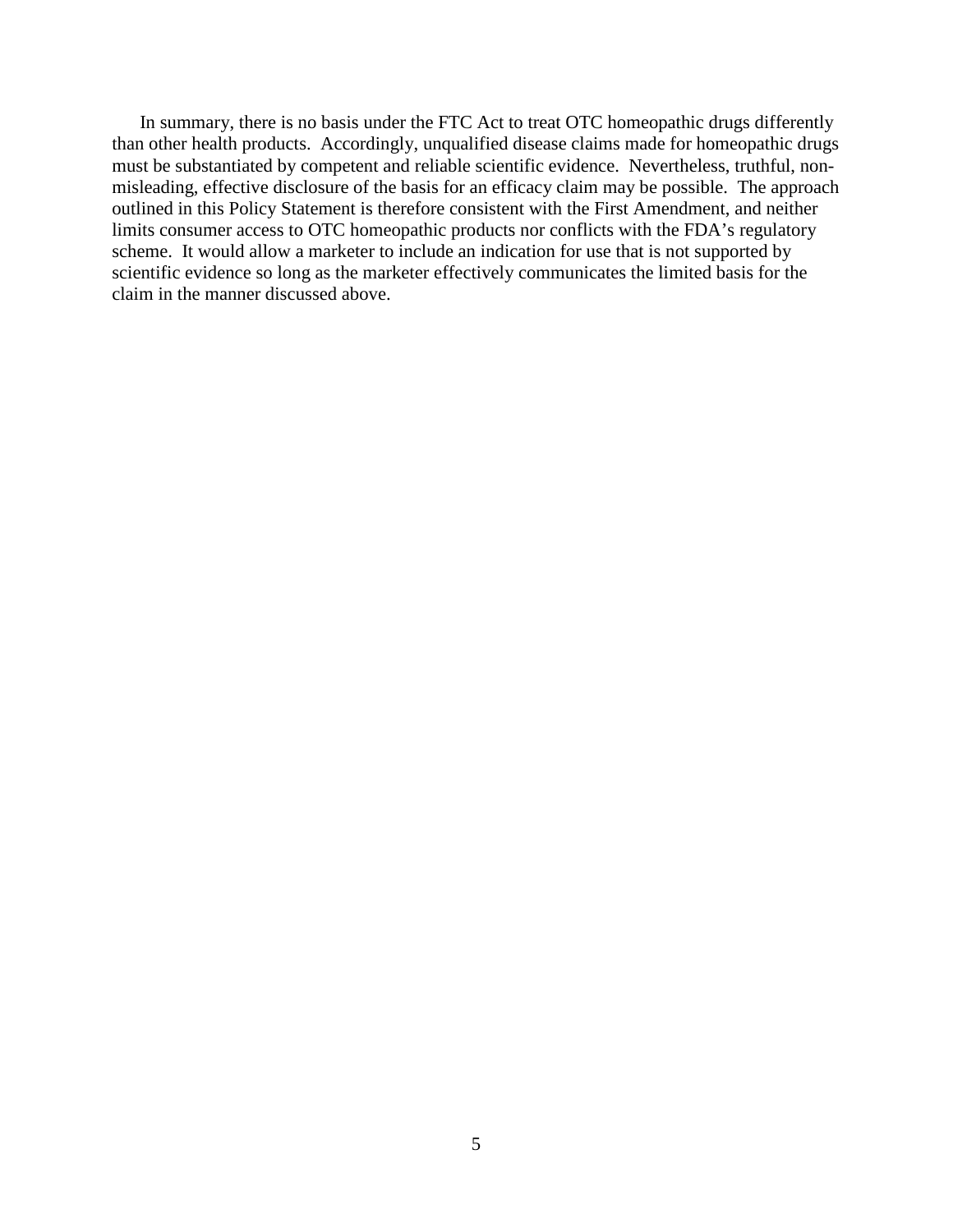In summary, there is no basis under the FTC Act to treat OTC homeopathic drugs differently than other health products. Accordingly, unqualified disease claims made for homeopathic drugs must be substantiated by competent and reliable scientific evidence. Nevertheless, truthful, non-misleading, effective disclosure of the basis for an efficacy claim may be possible. The approach outlined in this Policy Statement is therefore consistent with the First Amendment, and neither limits consumer access to OTC homeopathic products nor conflicts with the FDA's regulatory scheme. It would allow a marketer to include an indication for use that is not supported by scientific evidence so long as the marketer effectively communicates the limited basis for the claim in the manner discussed above.